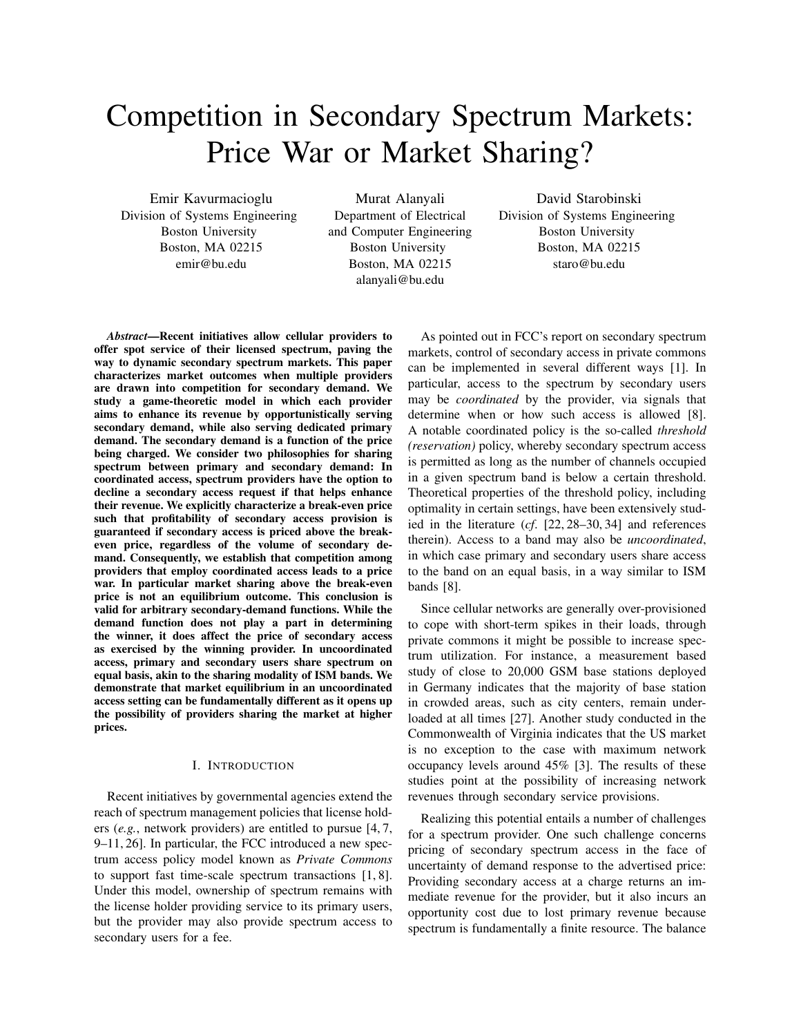# Competition in Secondary Spectrum Markets: Price War or Market Sharing?

Emir Kavurmacioglu
Division of Systems Engineering
Boston University
Boston, MA 02215
emir@bu.edu

Murat Alanyali
Department of Electrical and Computer Engineering
Boston University
Boston, MA 02215
alanyali@bu.edu

David Starobinski
Division of Systems Engineering
Boston University
Boston, MA 02215
staro@bu.edu

***Abstract*—Recent initiatives allow cellular providers to offer spot service of their licensed spectrum, paving the way to dynamic secondary spectrum markets. This paper characterizes market outcomes when multiple providers are drawn into competition for secondary demand. We study a game-theoretic model in which each provider aims to enhance its revenue by opportunistically serving secondary demand, while also serving dedicated primary demand. The secondary demand is a function of the price being charged. We consider two philosophies for sharing spectrum between primary and secondary demand: In coordinated access, spectrum providers have the option to decline a secondary access request if that helps enhance their revenue. We explicitly characterize a break-even price such that profitability of secondary access provision is guaranteed if secondary access is priced above the break-even price, regardless of the volume of secondary demand. Consequently, we establish that competition among providers that employ coordinated access leads to a price war. In particular market sharing above the break-even price is not an equilibrium outcome. This conclusion is valid for arbitrary secondary-demand functions. While the demand function does not play a part in determining the winner, it does affect the price of secondary access as exercised by the winning provider. In uncoordinated access, primary and secondary users share spectrum on equal basis, akin to the sharing modality of ISM bands. We demonstrate that market equilibrium in an uncoordinated access setting can be fundamentally different as it opens up the possibility of providers sharing the market at higher prices.**

## I. Introduction

Recent initiatives by governmental agencies extend the reach of spectrum management policies that license holders (*e.g.*, network providers) are entitled to pursue [4, 7, 9–11, 26]. In particular, the FCC introduced a new spectrum access policy model known as *Private Commons* to support fast time-scale spectrum transactions [1, 8]. Under this model, ownership of spectrum remains with the license holder providing service to its primary users, but the provider may also provide spectrum access to secondary users for a fee.

As pointed out in FCC's report on secondary spectrum markets, control of secondary access in private commons can be implemented in several different ways [1]. In particular, access to the spectrum by secondary users may be *coordinated* by the provider, via signals that determine when or how such access is allowed [8]. A notable coordinated policy is the so-called *threshold (reservation)* policy, whereby secondary spectrum access is permitted as long as the number of channels occupied in a given spectrum band is below a certain threshold. Theoretical properties of the threshold policy, including optimality in certain settings, have been extensively studied in the literature (*cf.* [22, 28–30, 34] and references therein). Access to a band may also be *uncoordinated*, in which case primary and secondary users share access to the band on an equal basis, in a way similar to ISM bands [8].

Since cellular networks are generally over-provisioned to cope with short-term spikes in their loads, through private commons it might be possible to increase spectrum utilization. For instance, a measurement based study of close to 20,000 GSM base stations deployed in Germany indicates that the majority of base station in crowded areas, such as city centers, remain underloaded at all times [27]. Another study conducted in the Commonwealth of Virginia indicates that the US market is no exception to the case with maximum network occupancy levels around 45% [3]. The results of these studies point at the possibility of increasing network revenues through secondary service provisions.

Realizing this potential entails a number of challenges for a spectrum provider. One such challenge concerns pricing of secondary spectrum access in the face of uncertainty of demand response to the advertised price: Providing secondary access at a charge returns an immediate revenue for the provider, but it also incurs an opportunity cost due to lost primary revenue because spectrum is fundamentally a finite resource. The balance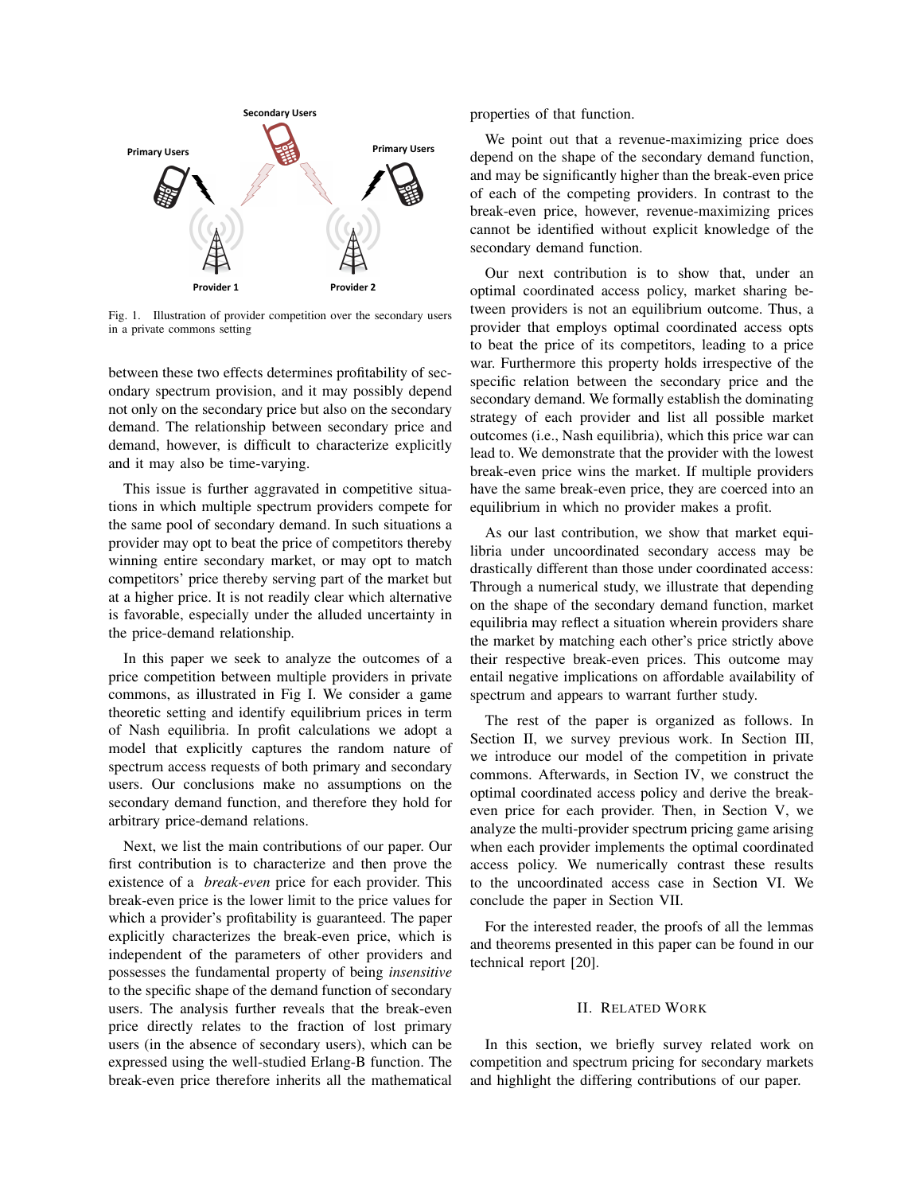Fig. 1. Illustration of provider competition over the secondary users in a private commons setting

between these two effects determines profitability of secondary spectrum provision, and it may possibly depend not only on the secondary price but also on the secondary demand. The relationship between secondary price and demand, however, is difficult to characterize explicitly and it may also be time-varying.

This issue is further aggravated in competitive situations in which multiple spectrum providers compete for the same pool of secondary demand. In such situations a provider may opt to beat the price of competitors thereby winning entire secondary market, or may opt to match competitors' price thereby serving part of the market but at a higher price. It is not readily clear which alternative is favorable, especially under the alluded uncertainty in the price-demand relationship.

In this paper we seek to analyze the outcomes of a price competition between multiple providers in private commons, as illustrated in Fig I. We consider a game theoretic setting and identify equilibrium prices in term of Nash equilibria. In profit calculations we adopt a model that explicitly captures the random nature of spectrum access requests of both primary and secondary users. Our conclusions make no assumptions on the secondary demand function, and therefore they hold for arbitrary price-demand relations.

Next, we list the main contributions of our paper. Our first contribution is to characterize and then prove the existence of a *break-even* price for each provider. This break-even price is the lower limit to the price values for which a provider's profitability is guaranteed. The paper explicitly characterizes the break-even price, which is independent of the parameters of other providers and possesses the fundamental property of being *insensitive* to the specific shape of the demand function of secondary users. The analysis further reveals that the break-even price directly relates to the fraction of lost primary users (in the absence of secondary users), which can be expressed using the well-studied Erlang-B function. The break-even price therefore inherits all the mathematical properties of that function.

We point out that a revenue-maximizing price does depend on the shape of the secondary demand function, and may be significantly higher than the break-even price of each of the competing providers. In contrast to the break-even price, however, revenue-maximizing prices cannot be identified without explicit knowledge of the secondary demand function.

Our next contribution is to show that, under an optimal coordinated access policy, market sharing between providers is not an equilibrium outcome. Thus, a provider that employs optimal coordinated access opts to beat the price of its competitors, leading to a price war. Furthermore this property holds irrespective of the specific relation between the secondary price and the secondary demand. We formally establish the dominating strategy of each provider and list all possible market outcomes (i.e., Nash equilibria), which this price war can lead to. We demonstrate that the provider with the lowest break-even price wins the market. If multiple providers have the same break-even price, they are coerced into an equilibrium in which no provider makes a profit.

As our last contribution, we show that market equilibria under uncoordinated secondary access may be drastically different than those under coordinated access: Through a numerical study, we illustrate that depending on the shape of the secondary demand function, market equilibria may reflect a situation wherein providers share the market by matching each other's price strictly above their respective break-even prices. This outcome may entail negative implications on affordable availability of spectrum and appears to warrant further study.

The rest of the paper is organized as follows. In Section II, we survey previous work. In Section III, we introduce our model of the competition in private commons. Afterwards, in Section IV, we construct the optimal coordinated access policy and derive the break-even price for each provider. Then, in Section V, we analyze the multi-provider spectrum pricing game arising when each provider implements the optimal coordinated access policy. We numerically contrast these results to the uncoordinated access case in Section VI. We conclude the paper in Section VII.

For the interested reader, the proofs of all the lemmas and theorems presented in this paper can be found in our technical report [20].

## II. Related Work

In this section, we briefly survey related work on competition and spectrum pricing for secondary markets and highlight the differing contributions of our paper.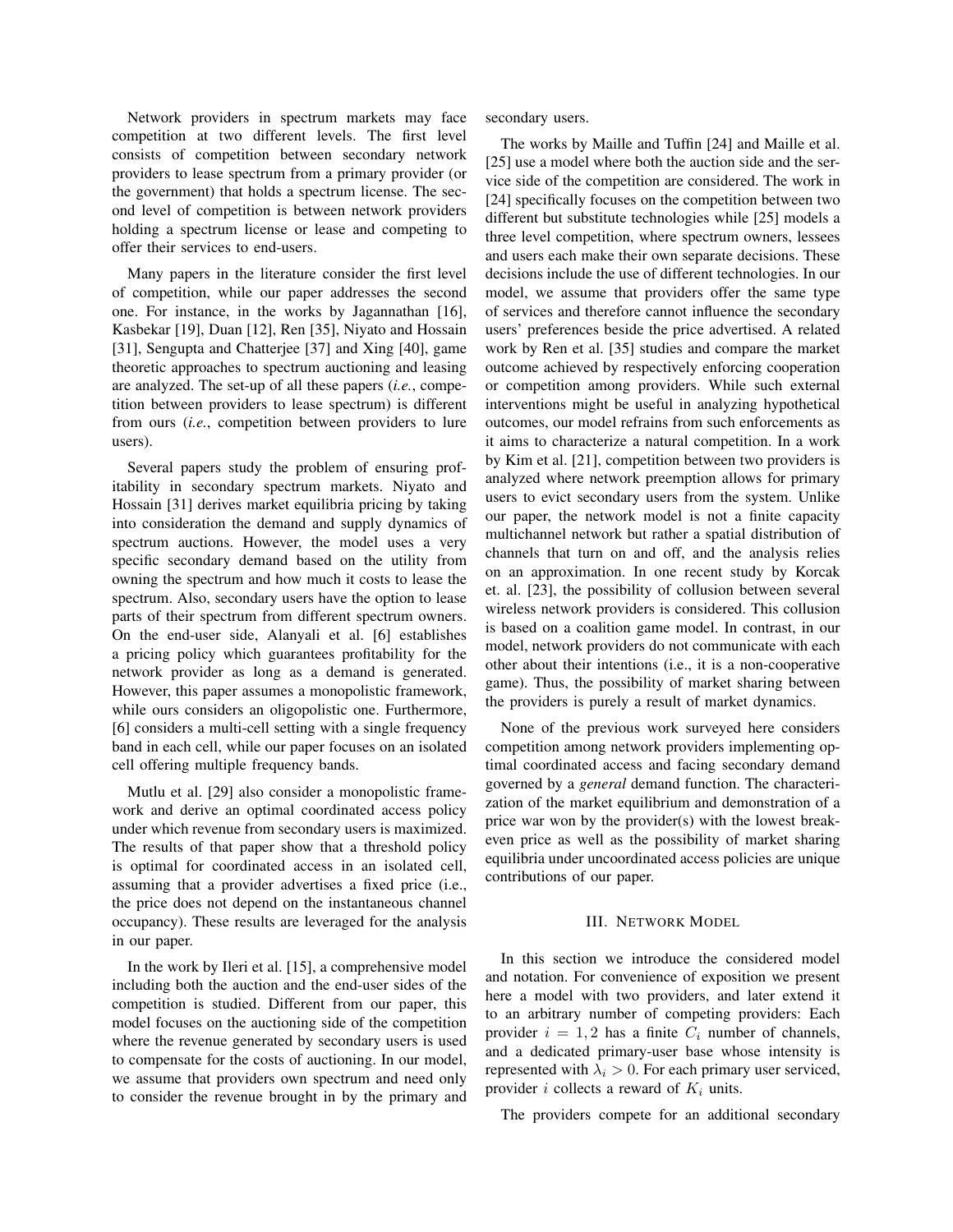Network providers in spectrum markets may face competition at two different levels. The first level consists of competition between secondary network providers to lease spectrum from a primary provider (or the government) that holds a spectrum license. The second level of competition is between network providers holding a spectrum license or lease and competing to offer their services to end-users.

Many papers in the literature consider the first level of competition, while our paper addresses the second one. For instance, in the works by Jagannathan [16], Kasbekar [19], Duan [12], Ren [35], Niyato and Hossain [31], Sengupta and Chatterjee [37] and Xing [40], game theoretic approaches to spectrum auctioning and leasing are analyzed. The set-up of all these papers (*i.e.*, competition between providers to lease spectrum) is different from ours (*i.e.*, competition between providers to lure users).

Several papers study the problem of ensuring profitability in secondary spectrum markets. Niyato and Hossain [31] derives market equilibria pricing by taking into consideration the demand and supply dynamics of spectrum auctions. However, the model uses a very specific secondary demand based on the utility from owning the spectrum and how much it costs to lease the spectrum. Also, secondary users have the option to lease parts of their spectrum from different spectrum owners. On the end-user side, Alanyali et al. [6] establishes a pricing policy which guarantees profitability for the network provider as long as a demand is generated. However, this paper assumes a monopolistic framework, while ours considers an oligopolistic one. Furthermore, [6] considers a multi-cell setting with a single frequency band in each cell, while our paper focuses on an isolated cell offering multiple frequency bands.

Mutlu et al. [29] also consider a monopolistic framework and derive an optimal coordinated access policy under which revenue from secondary users is maximized. The results of that paper show that a threshold policy is optimal for coordinated access in an isolated cell, assuming that a provider advertises a fixed price (i.e., the price does not depend on the instantaneous channel occupancy). These results are leveraged for the analysis in our paper.

In the work by Ileri et al. [15], a comprehensive model including both the auction and the end-user sides of the competition is studied. Different from our paper, this model focuses on the auctioning side of the competition where the revenue generated by secondary users is used to compensate for the costs of auctioning. In our model, we assume that providers own spectrum and need only to consider the revenue brought in by the primary and secondary users.

The works by Maille and Tuffin [24] and Maille et al. [25] use a model where both the auction side and the service side of the competition are considered. The work in [24] specifically focuses on the competition between two different but substitute technologies while [25] models a three level competition, where spectrum owners, lessees and users each make their own separate decisions. These decisions include the use of different technologies. In our model, we assume that providers offer the same type of services and therefore cannot influence the secondary users' preferences beside the price advertised. A related work by Ren et al. [35] studies and compare the market outcome achieved by respectively enforcing cooperation or competition among providers. While such external interventions might be useful in analyzing hypothetical outcomes, our model refrains from such enforcements as it aims to characterize a natural competition. In a work by Kim et al. [21], competition between two providers is analyzed where network preemption allows for primary users to evict secondary users from the system. Unlike our paper, the network model is not a finite capacity multichannel network but rather a spatial distribution of channels that turn on and off, and the analysis relies on an approximation. In one recent study by Korcak et. al. [23], the possibility of collusion between several wireless network providers is considered. This collusion is based on a coalition game model. In contrast, in our model, network providers do not communicate with each other about their intentions (i.e., it is a non-cooperative game). Thus, the possibility of market sharing between the providers is purely a result of market dynamics.

None of the previous work surveyed here considers competition among network providers implementing optimal coordinated access and facing secondary demand governed by a *general* demand function. The characterization of the market equilibrium and demonstration of a price war won by the provider(s) with the lowest break-even price as well as the possibility of market sharing equilibria under uncoordinated access policies are unique contributions of our paper.

## III. Network Model

In this section we introduce the considered model and notation. For convenience of exposition we present here a model with two providers, and later extend it to an arbitrary number of competing providers: Each provider $i = 1, 2$ has a finite $C_i$ number of channels, and a dedicated primary-user base whose intensity is represented with $\lambda_i > 0$. For each primary user serviced, provider $i$ collects a reward of $K_i$ units.

The providers compete for an additional secondary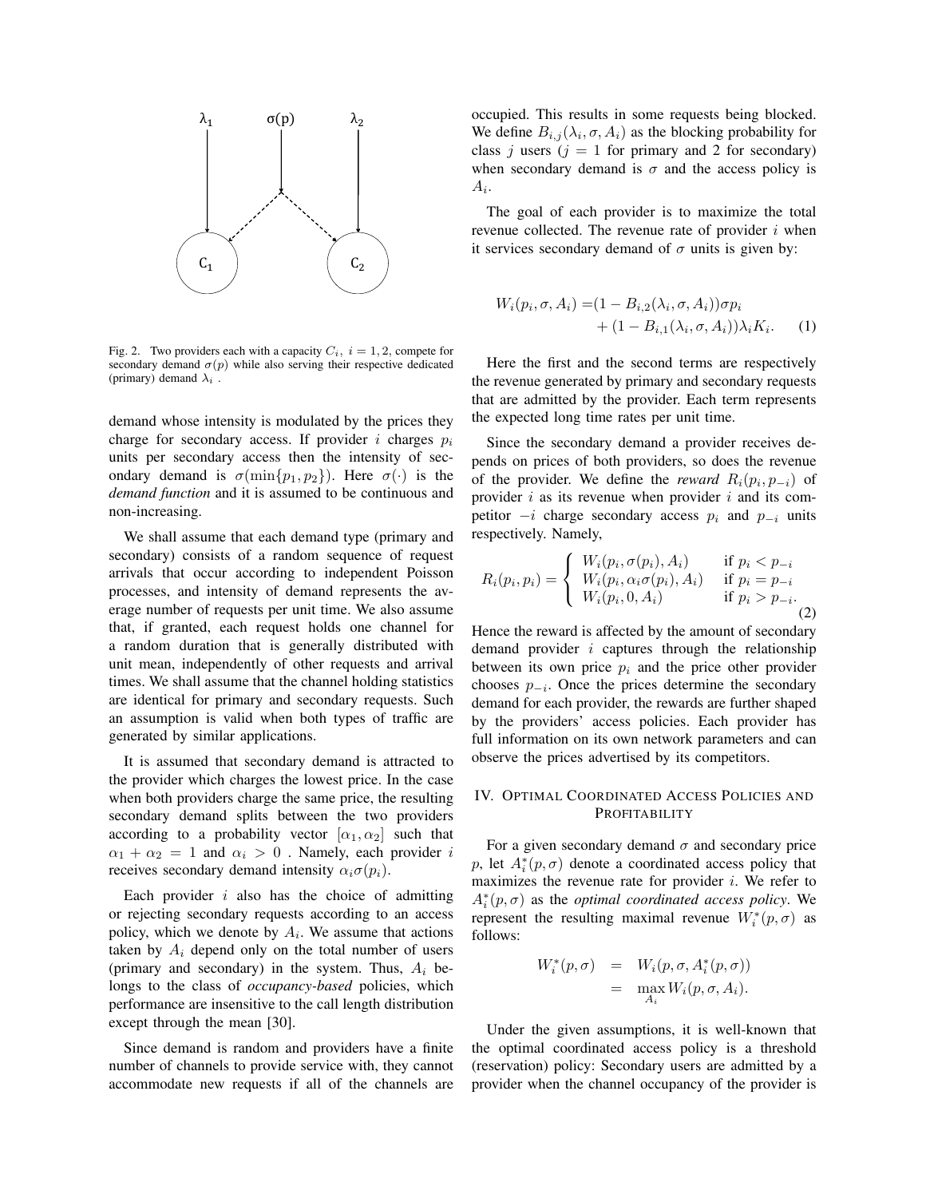Fig. 2. Two providers each with a capacity $C_i$, $i = 1, 2$, compete for secondary demand $\sigma(p)$ while also serving their respective dedicated (primary) demand $\lambda_i$ .

demand whose intensity is modulated by the prices they charge for secondary access. If provider $i$ charges $p_i$ units per secondary access then the intensity of secondary demand is $\sigma(\min\{p_1, p_2\})$. Here $\sigma(\cdot)$ is the *demand function* and it is assumed to be continuous and non-increasing.

We shall assume that each demand type (primary and secondary) consists of a random sequence of request arrivals that occur according to independent Poisson processes, and intensity of demand represents the average number of requests per unit time. We also assume that, if granted, each request holds one channel for a random duration that is generally distributed with unit mean, independently of other requests and arrival times. We shall assume that the channel holding statistics are identical for primary and secondary requests. Such an assumption is valid when both types of traffic are generated by similar applications.

It is assumed that secondary demand is attracted to the provider which charges the lowest price. In the case when both providers charge the same price, the resulting secondary demand splits between the two providers according to a probability vector $[\alpha_1, \alpha_2]$ such that $\alpha_1 + \alpha_2 = 1$ and $\alpha_i > 0$ . Namely, each provider $i$ receives secondary demand intensity $\alpha_i \sigma(p_i)$.

Each provider $i$ also has the choice of admitting or rejecting secondary requests according to an access policy, which we denote by $A_i$. We assume that actions taken by $A_i$ depend only on the total number of users (primary and secondary) in the system. Thus, $A_i$ belongs to the class of *occupancy-based* policies, which performance are insensitive to the call length distribution except through the mean [30].

Since demand is random and providers have a finite number of channels to provide service with, they cannot accommodate new requests if all of the channels are occupied. This results in some requests being blocked. We define $B_{i,j}(\lambda_i, \sigma, A_i)$ as the blocking probability for class $j$ users ($j = 1$ for primary and 2 for secondary) when secondary demand is $\sigma$ and the access policy is $A_i$.

The goal of each provider is to maximize the total revenue collected. The revenue rate of provider $i$ when it services secondary demand of $\sigma$ units is given by:

$$
\begin{aligned}
W_i(p_i, \sigma, A_i) = &(1 - B_{i,2}(\lambda_i, \sigma, A_i))\sigma p_i \\
&+ (1 - B_{i,1}(\lambda_i, \sigma, A_i))\lambda_i K_i. \qquad (1)
\end{aligned}
$$

Here the first and the second terms are respectively the revenue generated by primary and secondary requests that are admitted by the provider. Each term represents the expected long time rates per unit time.

Since the secondary demand a provider receives depends on prices of both providers, so does the revenue of the provider. We define the *reward* $R_i(p_i, p_{-i})$ of provider $i$ as its revenue when provider $i$ and its competitor $-i$ charge secondary access $p_i$ and $p_{-i}$ units respectively. Namely,

$$
R_i(p_i, p_i) = \begin{cases} W_i(p_i, \sigma(p_i), A_i) & \text{if } p_i < p_{-i} \\ W_i(p_i, \alpha_i \sigma(p_i), A_i) & \text{if } p_i = p_{-i} \\ W_i(p_i, 0, A_i) & \text{if } p_i > p_{-i}. \end{cases} \qquad (2)
$$

Hence the reward is affected by the amount of secondary demand provider $i$ captures through the relationship between its own price $p_i$ and the price other provider chooses $p_{-i}$. Once the prices determine the secondary demand for each provider, the rewards are further shaped by the providers' access policies. Each provider has full information on its own network parameters and can observe the prices advertised by its competitors.

## IV. Optimal Coordinated Access Policies and Profitability

For a given secondary demand $\sigma$ and secondary price $p$, let $A_i^*(p, \sigma)$ denote a coordinated access policy that maximizes the revenue rate for provider $i$. We refer to $A_i^*(p, \sigma)$ as the *optimal coordinated access policy*. We represent the resulting maximal revenue $W_i^*(p, \sigma)$ as follows:

$$
\begin{aligned}
W_i^*(p, \sigma) &= W_i(p, \sigma, A_i^*(p, \sigma)) \\
&= \max_{A_i} W_i(p, \sigma, A_i).
\end{aligned}
$$

Under the given assumptions, it is well-known that the optimal coordinated access policy is a threshold (reservation) policy: Secondary users are admitted by a provider when the channel occupancy of the provider is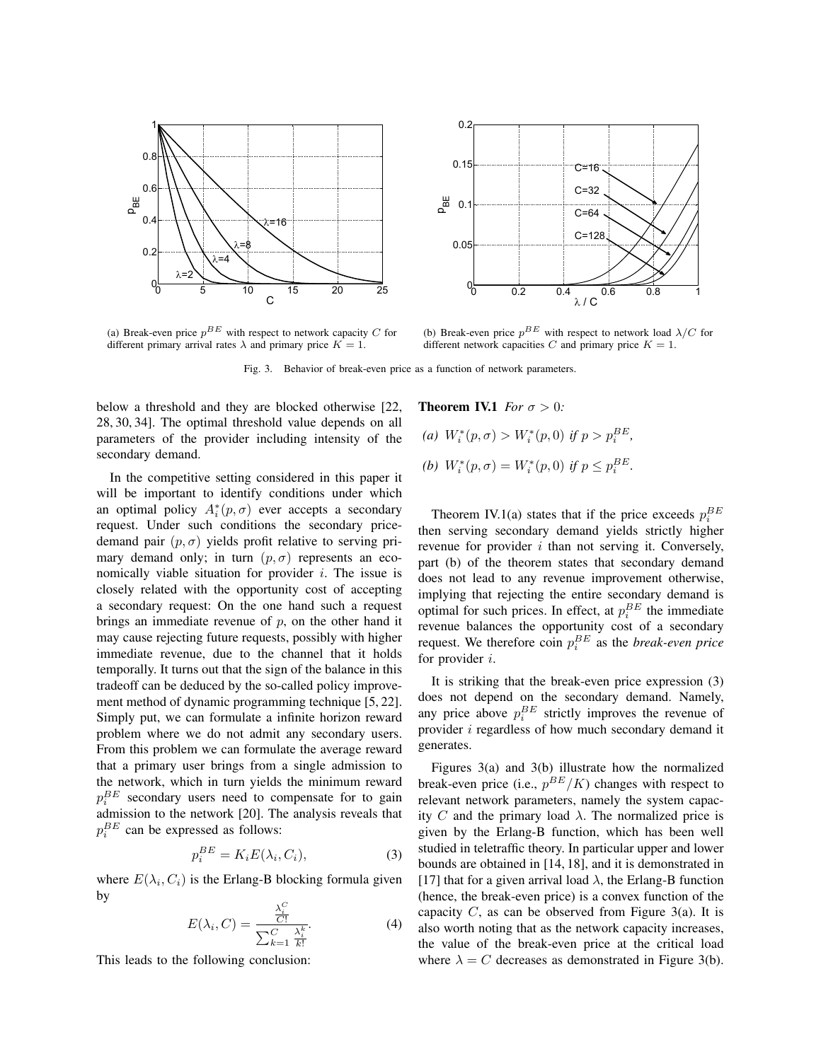(a) Break-even price $p^{BE}$ with respect to network capacity $C$ for different primary arrival rates $\lambda$ and primary price $K = 1$.

(b) Break-even price $p^{BE}$ with respect to network load $\lambda/C$ for different network capacities $C$ and primary price $K = 1$.

Fig. 3. Behavior of break-even price as a function of network parameters.

below a threshold and they are blocked otherwise [22, 28, 30, 34]. The optimal threshold value depends on all parameters of the provider including intensity of the secondary demand.

In the competitive setting considered in this paper it will be important to identify conditions under which an optimal policy $A_i^*(p, \sigma)$ ever accepts a secondary request. Under such conditions the secondary price-demand pair $(p, \sigma)$ yields profit relative to serving primary demand only; in turn $(p, \sigma)$ represents an economically viable situation for provider $i$. The issue is closely related with the opportunity cost of accepting a secondary request: On the one hand such a request brings an immediate revenue of $p$, on the other hand it may cause rejecting future requests, possibly with higher immediate revenue, due to the channel that it holds temporally. It turns out that the sign of the balance in this tradeoff can be deduced by the so-called policy improvement method of dynamic programming technique [5, 22]. Simply put, we can formulate a infinite horizon reward problem where we do not admit any secondary users. From this problem we can formulate the average reward that a primary user brings from a single admission to the network, which in turn yields the minimum reward $p_i^{BE}$ secondary users need to compensate for to gain admission to the network [20]. The analysis reveals that $p_i^{BE}$ can be expressed as follows:

$$p_i^{BE} = K_i E(\lambda_i, C_i), \tag{3}$$

where $E(\lambda_i, C_i)$ is the Erlang-B blocking formula given by

$$E(\lambda_i, C) = \frac{\frac{\lambda_i^C}{C!}}{\sum_{k=1}^{C} \frac{\lambda_i^k}{k!}}. \tag{4}$$

This leads to the following conclusion:

**Theorem IV.1** *For $\sigma > 0$:*

*(a) $W_i^*(p, \sigma) > W_i^*(p, 0)$ if $p > p_i^{BE}$,*

*(b) $W_i^*(p, \sigma) = W_i^*(p, 0)$ if $p \leq p_i^{BE}$.*

Theorem IV.1(a) states that if the price exceeds $p_i^{BE}$ then serving secondary demand yields strictly higher revenue for provider $i$ than not serving it. Conversely, part (b) of the theorem states that secondary demand does not lead to any revenue improvement otherwise, implying that rejecting the entire secondary demand is optimal for such prices. In effect, at $p_i^{BE}$ the immediate revenue balances the opportunity cost of a secondary request. We therefore coin $p_i^{BE}$ as the *break-even price* for provider $i$.

It is striking that the break-even price expression (3) does not depend on the secondary demand. Namely, any price above $p_i^{BE}$ strictly improves the revenue of provider $i$ regardless of how much secondary demand it generates.

Figures 3(a) and 3(b) illustrate how the normalized break-even price (i.e., $p^{BE}/K$) changes with respect to relevant network parameters, namely the system capacity $C$ and the primary load $\lambda$. The normalized price is given by the Erlang-B function, which has been well studied in teletraffic theory. In particular upper and lower bounds are obtained in [14, 18], and it is demonstrated in [17] that for a given arrival load $\lambda$, the Erlang-B function (hence, the break-even price) is a convex function of the capacity $C$, as can be observed from Figure 3(a). It is also worth noting that as the network capacity increases, the value of the break-even price at the critical load where $\lambda = C$ decreases as demonstrated in Figure 3(b).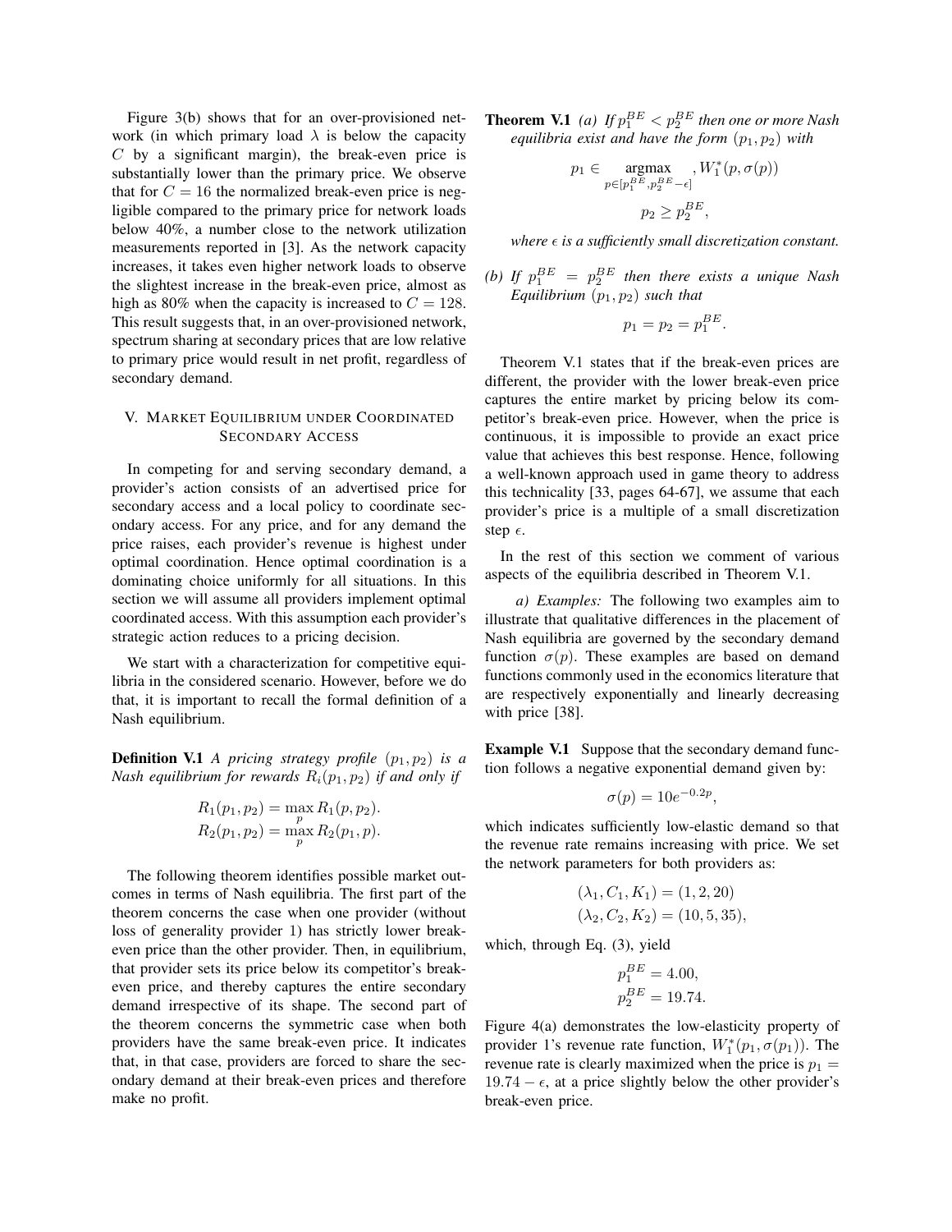Figure 3(b) shows that for an over-provisioned network (in which primary load $\lambda$ is below the capacity $C$ by a significant margin), the break-even price is substantially lower than the primary price. We observe that for $C = 16$ the normalized break-even price is negligible compared to the primary price for network loads below 40%, a number close to the network utilization measurements reported in [3]. As the network capacity increases, it takes even higher network loads to observe the slightest increase in the break-even price, almost as high as 80% when the capacity is increased to $C = 128$. This result suggests that, in an over-provisioned network, spectrum sharing at secondary prices that are low relative to primary price would result in net profit, regardless of secondary demand.

## V. Market Equilibrium under Coordinated Secondary Access

In competing for and serving secondary demand, a provider's action consists of an advertised price for secondary access and a local policy to coordinate secondary access. For any price, and for any demand the price raises, each provider's revenue is highest under optimal coordination. Hence optimal coordination is a dominating choice uniformly for all situations. In this section we will assume all providers implement optimal coordinated access. With this assumption each provider's strategic action reduces to a pricing decision.

We start with a characterization for competitive equilibria in the considered scenario. However, before we do that, it is important to recall the formal definition of a Nash equilibrium.

**Definition V.1** *A pricing strategy profile $(p_1, p_2)$ is a Nash equilibrium for rewards $R_i(p_1, p_2)$ if and only if*

$$R_1(p_1, p_2) = \max_p R_1(p, p_2).$$
$$R_2(p_1, p_2) = \max_p R_2(p_1, p).$$

The following theorem identifies possible market outcomes in terms of Nash equilibria. The first part of the theorem concerns the case when one provider (without loss of generality provider 1) has strictly lower break-even price than the other provider. Then, in equilibrium, that provider sets its price below its competitor's break-even price, and thereby captures the entire secondary demand irrespective of its shape. The second part of the theorem concerns the symmetric case when both providers have the same break-even price. It indicates that, in that case, providers are forced to share the secondary demand at their break-even prices and therefore make no profit.

**Theorem V.1** *(a) If $p_1^{BE} < p_2^{BE}$ then one or more Nash equilibria exist and have the form $(p_1, p_2)$ with*

$$p_1 \in \underset{p \in [p_1^{BE}, p_2^{BE} - \epsilon]}{\operatorname{argmax}}, W_1^*(p, \sigma(p))$$
$$p_2 \geq p_2^{BE},$$

*where $\epsilon$ is a sufficiently small discretization constant.*

*(b) If $p_1^{BE} = p_2^{BE}$ then there exists a unique Nash Equilibrium $(p_1, p_2)$ such that*

$$p_1 = p_2 = p_1^{BE}.$$

Theorem V.1 states that if the break-even prices are different, the provider with the lower break-even price captures the entire market by pricing below its competitor's break-even price. However, when the price is continuous, it is impossible to provide an exact price value that achieves this best response. Hence, following a well-known approach used in game theory to address this technicality [33, pages 64-67], we assume that each provider's price is a multiple of a small discretization step $\epsilon$.

In the rest of this section we comment of various aspects of the equilibria described in Theorem V.1.

*a) Examples:* The following two examples aim to illustrate that qualitative differences in the placement of Nash equilibria are governed by the secondary demand function $\sigma(p)$. These examples are based on demand functions commonly used in the economics literature that are respectively exponentially and linearly decreasing with price [38].

**Example V.1** Suppose that the secondary demand function follows a negative exponential demand given by:

$$\sigma(p) = 10e^{-0.2p},$$

which indicates sufficiently low-elastic demand so that the revenue rate remains increasing with price. We set the network parameters for both providers as:

$$(\lambda_1, C_1, K_1) = (1, 2, 20)$$
$$(\lambda_2, C_2, K_2) = (10, 5, 35),$$

which, through Eq. (3), yield

$$p_1^{BE} = 4.00,$$
$$p_2^{BE} = 19.74.$$

Figure 4(a) demonstrates the low-elasticity property of provider 1's revenue rate function, $W_1^*(p_1, \sigma(p_1))$. The revenue rate is clearly maximized when the price is $p_1 = 19.74 - \epsilon$, at a price slightly below the other provider's break-even price.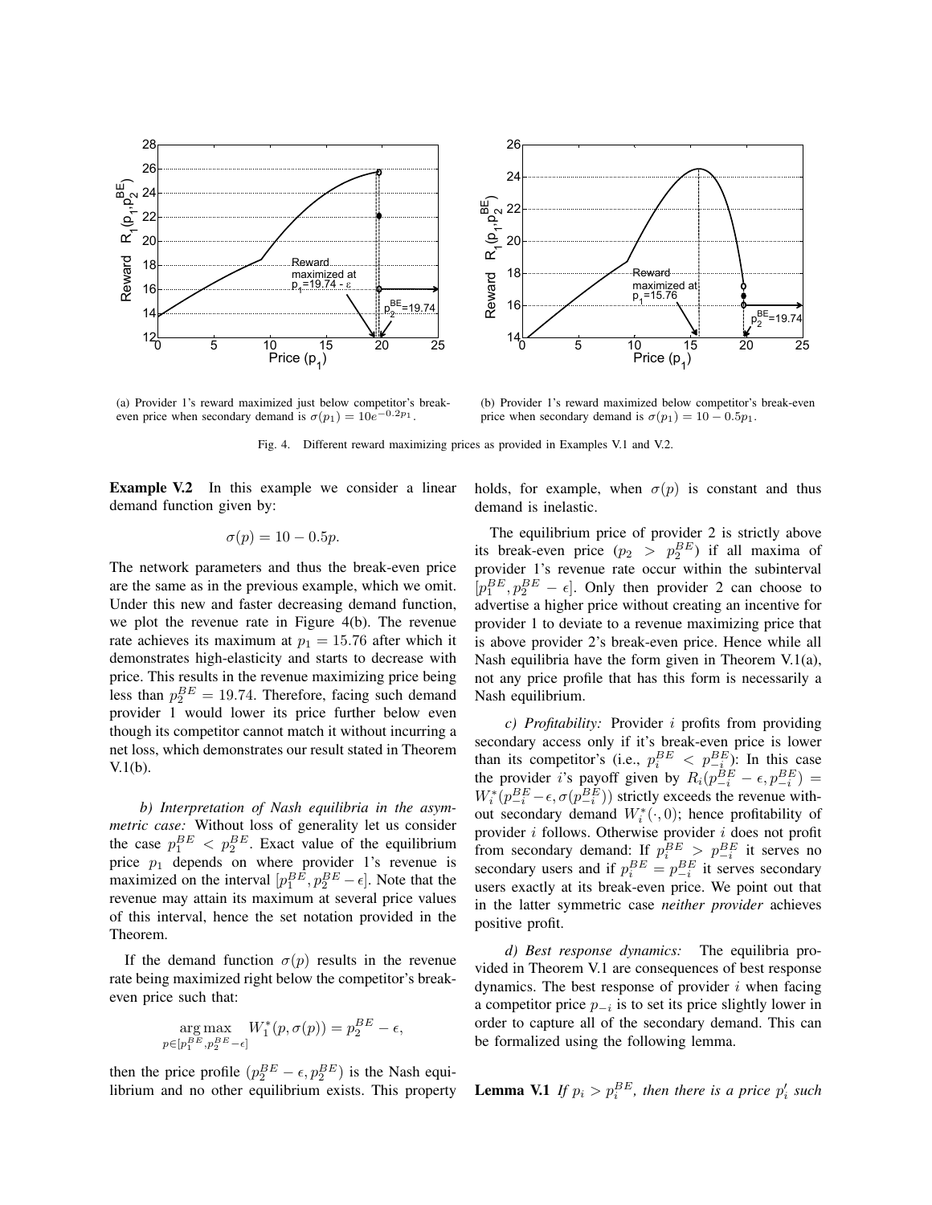(a) Provider 1's reward maximized just below competitor's break-even price when secondary demand is $\sigma(p_1) = 10e^{-0.2p_1}$.

(b) Provider 1's reward maximized below competitor's break-even price when secondary demand is $\sigma(p_1) = 10 - 0.5p_1$.

Fig. 4. Different reward maximizing prices as provided in Examples V.1 and V.2.

**Example V.2** In this example we consider a linear demand function given by:

$$\sigma(p) = 10 - 0.5p.$$

The network parameters and thus the break-even price are the same as in the previous example, which we omit. Under this new and faster decreasing demand function, we plot the revenue rate in Figure 4(b). The revenue rate achieves its maximum at $p_1 = 15.76$ after which it demonstrates high-elasticity and starts to decrease with price. This results in the revenue maximizing price being less than $p_2^{BE} = 19.74$. Therefore, facing such demand provider 1 would lower its price further below even though its competitor cannot match it without incurring a net loss, which demonstrates our result stated in Theorem V.1(b).

*b) Interpretation of Nash equilibria in the asymmetric case:* Without loss of generality let us consider the case $p_1^{BE} < p_2^{BE}$. Exact value of the equilibrium price $p_1$ depends on where provider 1's revenue is maximized on the interval $[p_1^{BE}, p_2^{BE} - \epsilon]$. Note that the revenue may attain its maximum at several price values of this interval, hence the set notation provided in the Theorem.

If the demand function $\sigma(p)$ results in the revenue rate being maximized right below the competitor's break-even price such that:

$$\underset{p \in [p_1^{BE}, p_2^{BE} - \epsilon]}{\arg\max} W_1^*(p, \sigma(p)) = p_2^{BE} - \epsilon,$$

then the price profile $(p_2^{BE} - \epsilon, p_2^{BE})$ is the Nash equilibrium and no other equilibrium exists. This property holds, for example, when $\sigma(p)$ is constant and thus demand is inelastic.

The equilibrium price of provider 2 is strictly above its break-even price ($p_2 > p_2^{BE}$) if all maxima of provider 1's revenue rate occur within the subinterval $[p_1^{BE}, p_2^{BE} - \epsilon]$. Only then provider 2 can choose to advertise a higher price without creating an incentive for provider 1 to deviate to a revenue maximizing price that is above provider 2's break-even price. Hence while all Nash equilibria have the form given in Theorem V.1(a), not any price profile that has this form is necessarily a Nash equilibrium.

*c) Profitability:* Provider $i$ profits from providing secondary access only if it's break-even price is lower than its competitor's (i.e., $p_i^{BE} < p_{-i}^{BE}$): In this case the provider $i$'s payoff given by $R_i(p_{-i}^{BE} - \epsilon, p_{-i}^{BE}) = W_i^*(p_{-i}^{BE} - \epsilon, \sigma(p_{-i}^{BE}))$ strictly exceeds the revenue without secondary demand $W_i^*(\cdot, 0)$; hence profitability of provider $i$ follows. Otherwise provider $i$ does not profit from secondary demand: If $p_i^{BE} > p_{-i}^{BE}$ it serves no secondary users and if $p_i^{BE} = p_{-i}^{BE}$ it serves secondary users exactly at its break-even price. We point out that in the latter symmetric case *neither provider* achieves positive profit.

*d) Best response dynamics:* The equilibria provided in Theorem V.1 are consequences of best response dynamics. The best response of provider $i$ when facing a competitor price $p_{-i}$ is to set its price slightly lower in order to capture all of the secondary demand. This can be formalized using the following lemma.

**Lemma V.1** *If $p_i > p_i^{BE}$, then there is a price $p_i'$ such*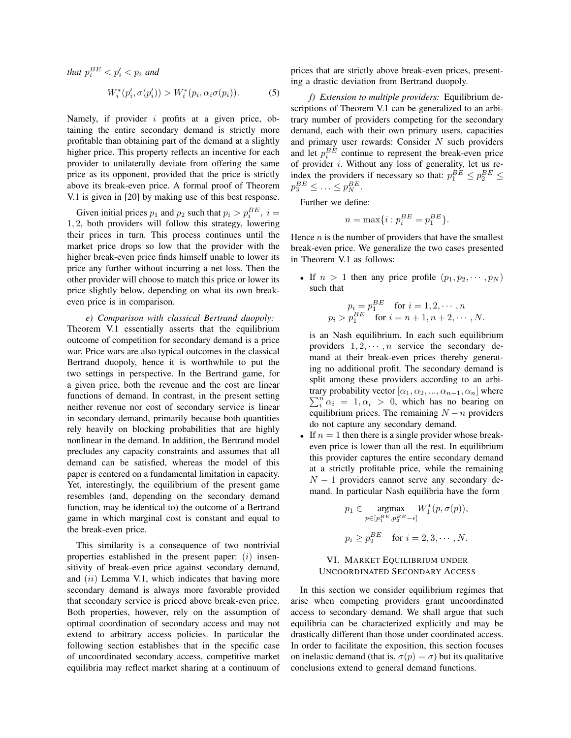*that* $p_i^{BE} < p_i' < p_i$ *and*

$$W_i^*(p_i', \sigma(p_i')) > W_i^*(p_i, \alpha_i \sigma(p_i)). \quad (5)$$

Namely, if provider $i$ profits at a given price, obtaining the entire secondary demand is strictly more profitable than obtaining part of the demand at a slightly higher price. This property reflects an incentive for each provider to unilaterally deviate from offering the same price as its opponent, provided that the price is strictly above its break-even price. A formal proof of Theorem V.1 is given in [20] by making use of this best response.

Given initial prices $p_1$ and $p_2$ such that $p_i > p_i^{BE},\ i = 1, 2$, both providers will follow this strategy, lowering their prices in turn. This process continues until the market price drops so low that the provider with the higher break-even price finds himself unable to lower its price any further without incurring a net loss. Then the other provider will choose to match this price or lower its price slightly below, depending on what its own break-even price is in comparison.

*e) Comparison with classical Bertrand duopoly:* Theorem V.1 essentially asserts that the equilibrium outcome of competition for secondary demand is a price war. Price wars are also typical outcomes in the classical Bertrand duopoly, hence it is worthwhile to put the two settings in perspective. In the Bertrand game, for a given price, both the revenue and the cost are linear functions of demand. In contrast, in the present setting neither revenue nor cost of secondary service is linear in secondary demand, primarily because both quantities rely heavily on blocking probabilities that are highly nonlinear in the demand. In addition, the Bertrand model precludes any capacity constraints and assumes that all demand can be satisfied, whereas the model of this paper is centered on a fundamental limitation in capacity. Yet, interestingly, the equilibrium of the present game resembles (and, depending on the secondary demand function, may be identical to) the outcome of a Bertrand game in which marginal cost is constant and equal to the break-even price.

This similarity is a consequence of two nontrivial properties established in the present paper: $(i)$ insensitivity of break-even price against secondary demand, and $(ii)$ Lemma V.1, which indicates that having more secondary demand is always more favorable provided that secondary service is priced above break-even price. Both properties, however, rely on the assumption of optimal coordination of secondary access and may not extend to arbitrary access policies. In particular the following section establishes that in the specific case of uncoordinated secondary access, competitive market equilibria may reflect market sharing at a continuum of prices that are strictly above break-even prices, presenting a drastic deviation from Bertrand duopoly.

*f) Extension to multiple providers:* Equilibrium descriptions of Theorem V.1 can be generalized to an arbitrary number of providers competing for the secondary demand, each with their own primary users, capacities and primary user rewards: Consider $N$ such providers and let $p_i^{BE}$ continue to represent the break-even price of provider $i$. Without any loss of generality, let us re-index the providers if necessary so that: $p_1^{BE} \le p_2^{BE} \le p_3^{BE} \le \ldots \le p_N^{BE}$.

Further we define:

$$n = \max\{i : p_i^{BE} = p_1^{BE}\}.$$

Hence $n$ is the number of providers that have the smallest break-even price. We generalize the two cases presented in Theorem V.1 as follows:

- If $n > 1$ then any price profile $(p_1, p_2, \cdots, p_N)$ such that

$$p_i = p_1^{BE} \quad \text{for } i = 1, 2, \cdots, n$$
$$p_i > p_1^{BE} \quad \text{for } i = n+1, n+2, \cdots, N.$$

  is an Nash equilibrium. In each such equilibrium providers $1, 2, \cdots, n$ service the secondary demand at their break-even prices thereby generating no additional profit. The secondary demand is split among these providers according to an arbitrary probability vector $[\alpha_1, \alpha_2, ..., \alpha_{n-1}, \alpha_n]$ where $\sum_i^n \alpha_i = 1, \alpha_i > 0$, which has no bearing on equilibrium prices. The remaining $N - n$ providers do not capture any secondary demand.
- If $n = 1$ then there is a single provider whose break-even price is lower than all the rest. In equilibrium this provider captures the entire secondary demand at a strictly profitable price, while the remaining $N - 1$ providers cannot serve any secondary demand. In particular Nash equilibria have the form

$$p_1 \in \underset{p \in [p_1^{BE}, p_2^{BE} - \epsilon]}{\operatorname{argmax}} W_1^*(p, \sigma(p)),$$

$$p_i \ge p_2^{BE} \quad \text{for } i = 2, 3, \cdots, N.$$

## VI. Market Equilibrium under Uncoordinated Secondary Access

In this section we consider equilibrium regimes that arise when competing providers grant uncoordinated access to secondary demand. We shall argue that such equilibria can be characterized explicitly and may be drastically different than those under coordinated access. In order to facilitate the exposition, this section focuses on inelastic demand (that is, $\sigma(p) = \sigma$) but its qualitative conclusions extend to general demand functions.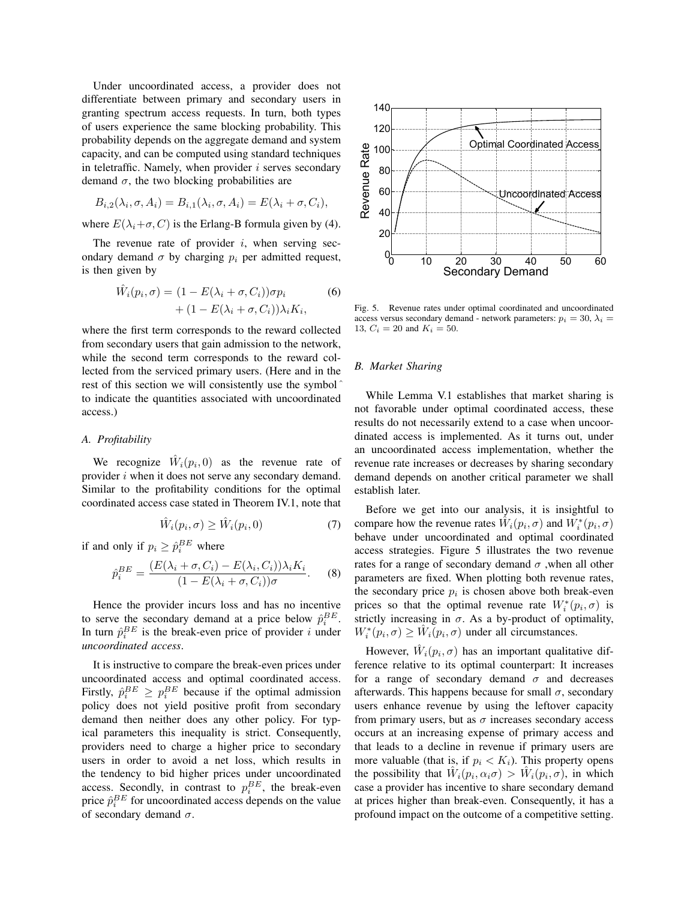Under uncoordinated access, a provider does not differentiate between primary and secondary users in granting spectrum access requests. In turn, both types of users experience the same blocking probability. This probability depends on the aggregate demand and system capacity, and can be computed using standard techniques in teletraffic. Namely, when provider $i$ serves secondary demand $\sigma$, the two blocking probabilities are

$$B_{i,2}(\lambda_i, \sigma, A_i) = B_{i,1}(\lambda_i, \sigma, A_i) = E(\lambda_i + \sigma, C_i),$$

where $E(\lambda_i+\sigma, C)$ is the Erlang-B formula given by (4).

The revenue rate of provider $i$, when serving secondary demand $\sigma$ by charging $p_i$ per admitted request, is then given by

$$\begin{aligned}\hat{W}_i(p_i, \sigma) = & (1 - E(\lambda_i + \sigma, C_i))\sigma p_i \\ & + (1 - E(\lambda_i + \sigma, C_i))\lambda_i K_i,\end{aligned} \quad (6)$$

where the first term corresponds to the reward collected from secondary users that gain admission to the network, while the second term corresponds to the reward collected from the serviced primary users. (Here and in the rest of this section we will consistently use the symbol $\hat{}$ to indicate the quantities associated with uncoordinated access.)

### A. Profitability

We recognize $\hat{W}_i(p_i, 0)$ as the revenue rate of provider $i$ when it does not serve any secondary demand. Similar to the profitability conditions for the optimal coordinated access case stated in Theorem IV.1, note that

$$\hat{W}_i(p_i, \sigma) \geq \hat{W}_i(p_i, 0) \quad (7)$$

if and only if $p_i \geq \hat{p}_i^{BE}$ where

$$\hat{p}_i^{BE} = \frac{(E(\lambda_i + \sigma, C_i) - E(\lambda_i, C_i))\lambda_i K_i}{(1 - E(\lambda_i + \sigma, C_i))\sigma}. \quad (8)$$

Hence the provider incurs loss and has no incentive to serve the secondary demand at a price below $\hat{p}_i^{BE}$. In turn $\hat{p}_i^{BE}$ is the break-even price of provider $i$ under *uncoordinated access*.

It is instructive to compare the break-even prices under uncoordinated access and optimal coordinated access. Firstly, $\hat{p}_i^{BE} \geq p_i^{BE}$ because if the optimal admission policy does not yield positive profit from secondary demand then neither does any other policy. For typical parameters this inequality is strict. Consequently, providers need to charge a higher price to secondary users in order to avoid a net loss, which results in the tendency to bid higher prices under uncoordinated access. Secondly, in contrast to $p_i^{BE}$, the break-even price $\hat{p}_i^{BE}$ for uncoordinated access depends on the value of secondary demand $\sigma$.

Fig. 5. Revenue rates under optimal coordinated and uncoordinated access versus secondary demand - network parameters: $p_i = 30$, $\lambda_i = 13$, $C_i = 20$ and $K_i = 50$.

### B. Market Sharing

While Lemma V.1 establishes that market sharing is not favorable under optimal coordinated access, these results do not necessarily extend to a case when uncoordinated access is implemented. As it turns out, under an uncoordinated access implementation, whether the revenue rate increases or decreases by sharing secondary demand depends on another critical parameter we shall establish later.

Before we get into our analysis, it is insightful to compare how the revenue rates $\hat{W}_i(p_i, \sigma)$ and $W_i^*(p_i, \sigma)$ behave under uncoordinated and optimal coordinated access strategies. Figure 5 illustrates the two revenue rates for a range of secondary demand $\sigma$ ,when all other parameters are fixed. When plotting both revenue rates, the secondary price $p_i$ is chosen above both break-even prices so that the optimal revenue rate $W_i^*(p_i, \sigma)$ is strictly increasing in $\sigma$. As a by-product of optimality, $W_i^*(p_i, \sigma) \geq \hat{W}_i(p_i, \sigma)$ under all circumstances.

However, $\hat{W}_i(p_i, \sigma)$ has an important qualitative difference relative to its optimal counterpart: It increases for a range of secondary demand $\sigma$ and decreases afterwards. This happens because for small $\sigma$, secondary users enhance revenue by using the leftover capacity from primary users, but as $\sigma$ increases secondary access occurs at an increasing expense of primary access and that leads to a decline in revenue if primary users are more valuable (that is, if $p_i < K_i$). This property opens the possibility that $\hat{W}_i(p_i, \alpha_i\sigma) > \hat{W}_i(p_i, \sigma)$, in which case a provider has incentive to share secondary demand at prices higher than break-even. Consequently, it has a profound impact on the outcome of a competitive setting.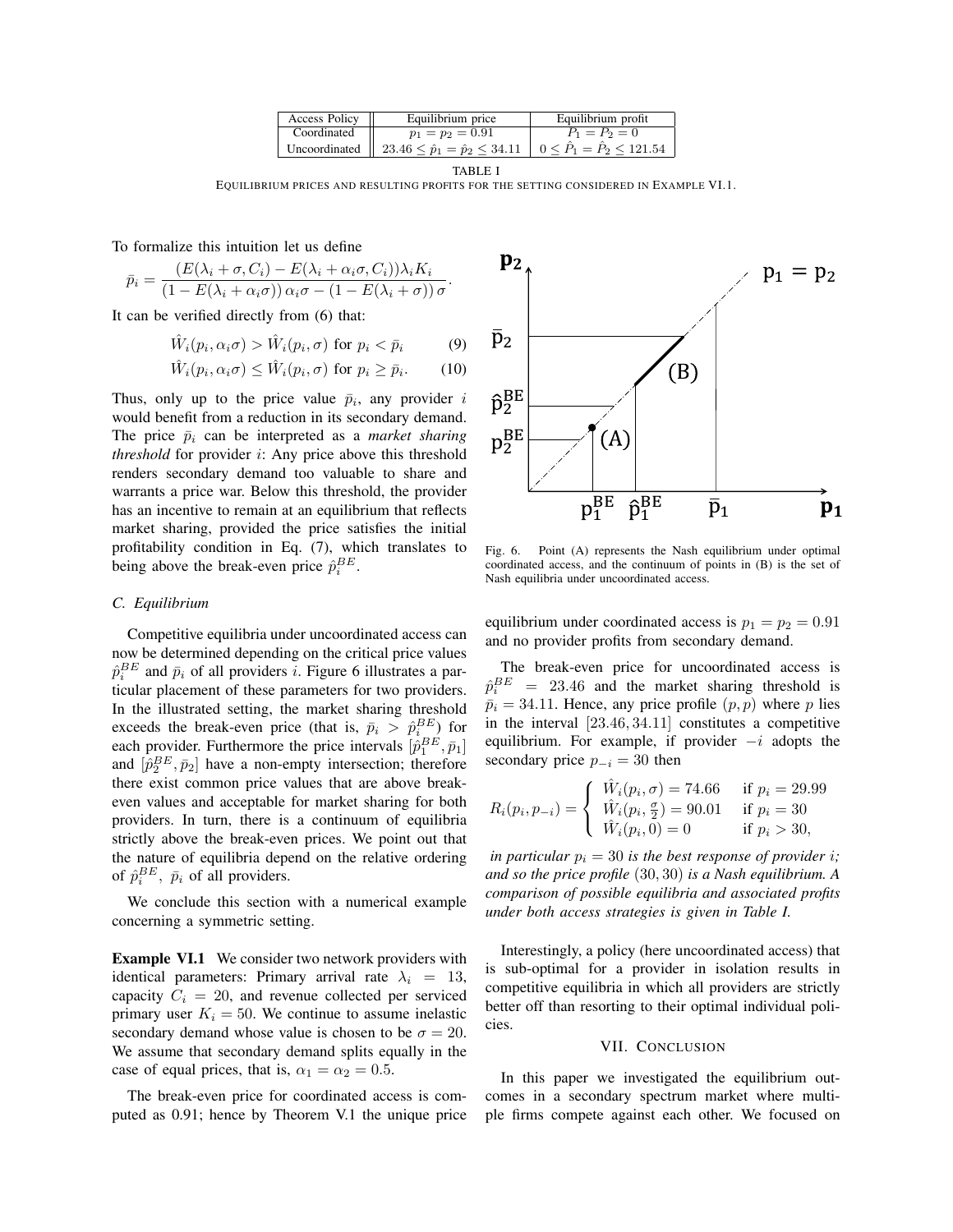| Access Policy | Equilibrium price | Equilibrium profit |
|---|---|---|
| Coordinated | $p_1 = p_2 = 0.91$ | $P_1 = P_2 = 0$ |
| Uncoordinated | $23.46 \leq \hat{p}_1 = \hat{p}_2 \leq 34.11$ | $0 \leq \hat{P}_1 = \hat{P}_2 \leq 121.54$ |

TABLE I

EQUILIBRIUM PRICES AND RESULTING PROFITS FOR THE SETTING CONSIDERED IN EXAMPLE VI.1.

To formalize this intuition let us define

$$\bar{p}_i = \frac{(E(\lambda_i + \sigma, C_i) - E(\lambda_i + \alpha_i \sigma, C_i))\lambda_i K_i}{(1 - E(\lambda_i + \alpha_i \sigma))\,\alpha_i \sigma - (1 - E(\lambda_i + \sigma))\,\sigma}.$$

It can be verified directly from (6) that:

$$\hat{W}_i(p_i, \alpha_i \sigma) > \hat{W}_i(p_i, \sigma) \text{ for } p_i < \bar{p}_i \qquad (9)$$

$$\hat{W}_i(p_i, \alpha_i \sigma) \leq \hat{W}_i(p_i, \sigma) \text{ for } p_i \geq \bar{p}_i. \qquad (10)$$

Thus, only up to the price value $\bar{p}_i$, any provider $i$ would benefit from a reduction in its secondary demand. The price $\bar{p}_i$ can be interpreted as a *market sharing threshold* for provider $i$: Any price above this threshold renders secondary demand too valuable to share and warrants a price war. Below this threshold, the provider has an incentive to remain at an equilibrium that reflects market sharing, provided the price satisfies the initial profitability condition in Eq. (7), which translates to being above the break-even price $\hat{p}_i^{BE}$.

### C. Equilibrium

Competitive equilibria under uncoordinated access can now be determined depending on the critical price values $\hat{p}_i^{BE}$ and $\bar{p}_i$ of all providers $i$. Figure 6 illustrates a particular placement of these parameters for two providers. In the illustrated setting, the market sharing threshold exceeds the break-even price (that is, $\bar{p}_i > \hat{p}_i^{BE}$) for each provider. Furthermore the price intervals $[\hat{p}_1^{BE}, \bar{p}_1]$ and $[\hat{p}_2^{BE}, \bar{p}_2]$ have a non-empty intersection; therefore there exist common price values that are above break-even values and acceptable for market sharing for both providers. In turn, there is a continuum of equilibria strictly above the break-even prices. We point out that the nature of equilibria depend on the relative ordering of $\hat{p}_i^{BE}$, $\bar{p}_i$ of all providers.

We conclude this section with a numerical example concerning a symmetric setting.

**Example VI.1** We consider two network providers with identical parameters: Primary arrival rate $\lambda_i = 13$, capacity $C_i = 20$, and revenue collected per serviced primary user $K_i = 50$. We continue to assume inelastic secondary demand whose value is chosen to be $\sigma = 20$. We assume that secondary demand splits equally in the case of equal prices, that is, $\alpha_1 = \alpha_2 = 0.5$.

The break-even price for coordinated access is computed as 0.91; hence by Theorem V.1 the unique price equilibrium under coordinated access is $p_1 = p_2 = 0.91$ and no provider profits from secondary demand.

Fig. 6. Point (A) represents the Nash equilibrium under optimal coordinated access, and the continuum of points in (B) is the set of Nash equilibria under uncoordinated access.

The break-even price for uncoordinated access is $\hat{p}_i^{BE} = 23.46$ and the market sharing threshold is $\bar{p}_i = 34.11$. Hence, any price profile $(p, p)$ where $p$ lies in the interval $[23.46, 34.11]$ constitutes a competitive equilibrium. For example, if provider $-i$ adopts the secondary price $p_{-i} = 30$ then

$$R_i(p_i, p_{-i}) = \begin{cases} \hat{W}_i(p_i, \sigma) = 74.66 & \text{if } p_i = 29.99 \\ \hat{W}_i(p_i, \frac{\sigma}{2}) = 90.01 & \text{if } p_i = 30 \\ \hat{W}_i(p_i, 0) = 0 & \text{if } p_i > 30, \end{cases}$$

*in particular* $p_i = 30$ *is the best response of provider* $i$*; and so the price profile* $(30, 30)$ *is a Nash equilibrium. A comparison of possible equilibria and associated profits under both access strategies is given in Table I.*

Interestingly, a policy (here uncoordinated access) that is sub-optimal for a provider in isolation results in competitive equilibria in which all providers are strictly better off than resorting to their optimal individual policies.

## VII. Conclusion

In this paper we investigated the equilibrium outcomes in a secondary spectrum market where multiple firms compete against each other. We focused on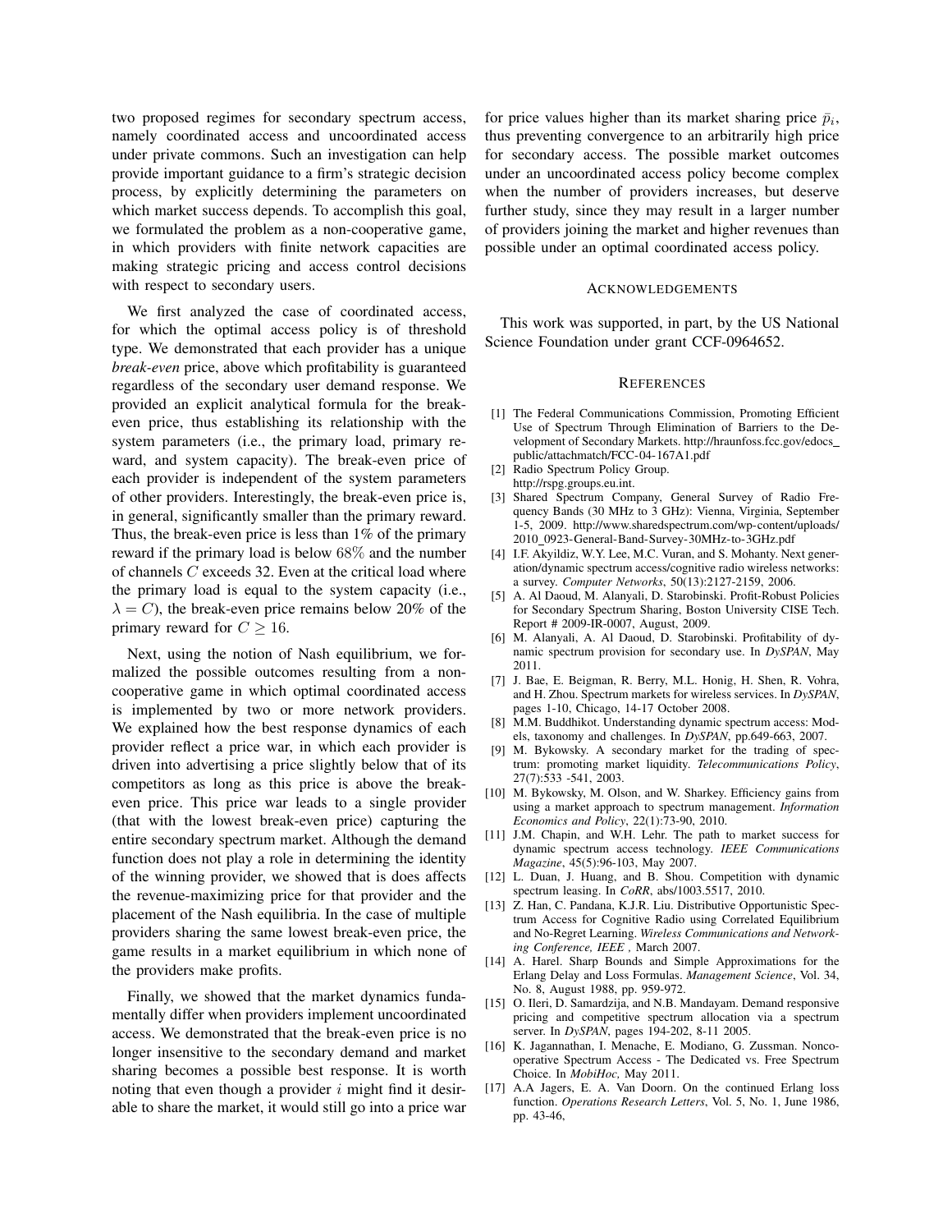two proposed regimes for secondary spectrum access, namely coordinated access and uncoordinated access under private commons. Such an investigation can help provide important guidance to a firm's strategic decision process, by explicitly determining the parameters on which market success depends. To accomplish this goal, we formulated the problem as a non-cooperative game, in which providers with finite network capacities are making strategic pricing and access control decisions with respect to secondary users.

We first analyzed the case of coordinated access, for which the optimal access policy is of threshold type. We demonstrated that each provider has a unique *break-even* price, above which profitability is guaranteed regardless of the secondary user demand response. We provided an explicit analytical formula for the break-even price, thus establishing its relationship with the system parameters (i.e., the primary load, primary reward, and system capacity). The break-even price of each provider is independent of the system parameters of other providers. Interestingly, the break-even price is, in general, significantly smaller than the primary reward. Thus, the break-even price is less than 1% of the primary reward if the primary load is below $68\%$ and the number of channels $C$ exceeds 32. Even at the critical load where the primary load is equal to the system capacity (i.e., $\lambda = C$), the break-even price remains below 20% of the primary reward for $C \geq 16$.

Next, using the notion of Nash equilibrium, we formalized the possible outcomes resulting from a non-cooperative game in which optimal coordinated access is implemented by two or more network providers. We explained how the best response dynamics of each provider reflect a price war, in which each provider is driven into advertising a price slightly below that of its competitors as long as this price is above the break-even price. This price war leads to a single provider (that with the lowest break-even price) capturing the entire secondary spectrum market. Although the demand function does not play a role in determining the identity of the winning provider, we showed that is does affects the revenue-maximizing price for that provider and the placement of the Nash equilibria. In the case of multiple providers sharing the same lowest break-even price, the game results in a market equilibrium in which none of the providers make profits.

Finally, we showed that the market dynamics fundamentally differ when providers implement uncoordinated access. We demonstrated that the break-even price is no longer insensitive to the secondary demand and market sharing becomes a possible best response. It is worth noting that even though a provider $i$ might find it desirable to share the market, it would still go into a price war for price values higher than its market sharing price $\bar{p}_i$, thus preventing convergence to an arbitrarily high price for secondary access. The possible market outcomes under an uncoordinated access policy become complex when the number of providers increases, but deserve further study, since they may result in a larger number of providers joining the market and higher revenues than possible under an optimal coordinated access policy.

## Acknowledgements

This work was supported, in part, by the US National Science Foundation under grant CCF-0964652.

## References

[1] The Federal Communications Commission, Promoting Efficient Use of Spectrum Through Elimination of Barriers to the Development of Secondary Markets. http://hraunfoss.fcc.gov/edocs_public/attachmatch/FCC-04-167A1.pdf

[2] Radio Spectrum Policy Group. http://rspg.groups.eu.int.

[3] Shared Spectrum Company, General Survey of Radio Frequency Bands (30 MHz to 3 GHz): Vienna, Virginia, September 1-5, 2009. http://www.sharedspectrum.com/wp-content/uploads/2010_0923-General-Band-Survey-30MHz-to-3GHz.pdf

[4] I.F. Akyildiz, W.Y. Lee, M.C. Vuran, and S. Mohanty. Next generation/dynamic spectrum access/cognitive radio wireless networks: a survey. *Computer Networks*, 50(13):2127-2159, 2006.

[5] A. Al Daoud, M. Alanyali, D. Starobinski. Profit-Robust Policies for Secondary Spectrum Sharing, Boston University CISE Tech. Report # 2009-IR-0007, August, 2009.

[6] M. Alanyali, A. Al Daoud, D. Starobinski. Profitability of dynamic spectrum provision for secondary use. In *DySPAN*, May 2011.

[7] J. Bae, E. Beigman, R. Berry, M.L. Honig, H. Shen, R. Vohra, and H. Zhou. Spectrum markets for wireless services. In *DySPAN*, pages 1-10, Chicago, 14-17 October 2008.

[8] M.M. Buddhikot. Understanding dynamic spectrum access: Models, taxonomy and challenges. In *DySPAN*, pp.649-663, 2007.

[9] M. Bykowsky. A secondary market for the trading of spectrum: promoting market liquidity. *Telecommunications Policy*, 27(7):533 -541, 2003.

[10] M. Bykowsky, M. Olson, and W. Sharkey. Efficiency gains from using a market approach to spectrum management. *Information Economics and Policy*, 22(1):73-90, 2010.

[11] J.M. Chapin, and W.H. Lehr. The path to market success for dynamic spectrum access technology. *IEEE Communications Magazine*, 45(5):96-103, May 2007.

[12] L. Duan, J. Huang, and B. Shou. Competition with dynamic spectrum leasing. In *CoRR*, abs/1003.5517, 2010.

[13] Z. Han, C. Pandana, K.J.R. Liu. Distributive Opportunistic Spectrum Access for Cognitive Radio using Correlated Equilibrium and No-Regret Learning. *Wireless Communications and Networking Conference, IEEE ,* March 2007.

[14] A. Harel. Sharp Bounds and Simple Approximations for the Erlang Delay and Loss Formulas. *Management Science*, Vol. 34, No. 8, August 1988, pp. 959-972.

[15] O. Ileri, D. Samardzija, and N.B. Mandayam. Demand responsive pricing and competitive spectrum allocation via a spectrum server. In *DySPAN*, pages 194-202, 8-11 2005.

[16] K. Jagannathan, I. Menache, E. Modiano, G. Zussman. Noncooperative Spectrum Access - The Dedicated vs. Free Spectrum Choice. In *MobiHoc,* May 2011.

[17] A.A Jagers, E. A. Van Doorn. On the continued Erlang loss function. *Operations Research Letters*, Vol. 5, No. 1, June 1986, pp. 43-46,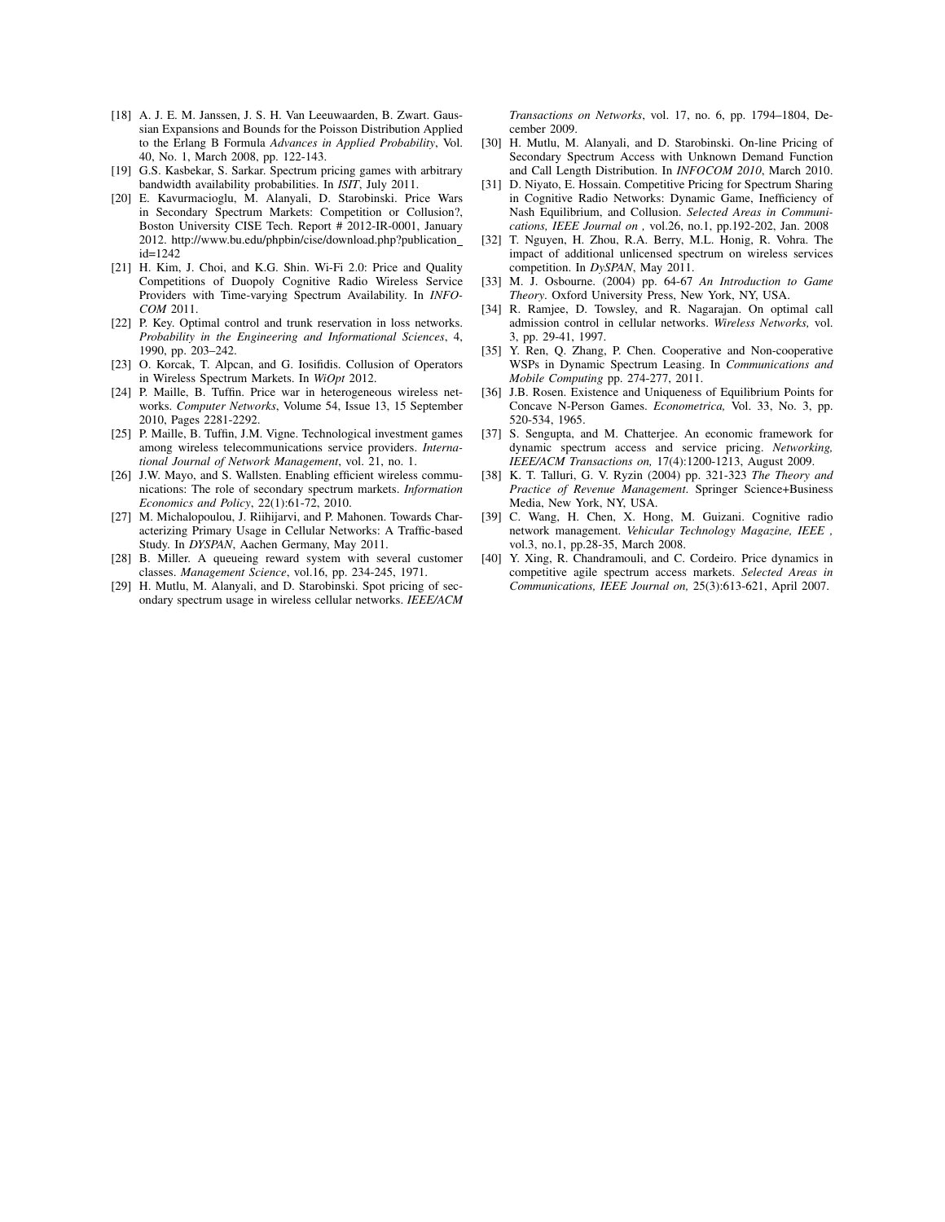[18] A. J. E. M. Janssen, J. S. H. Van Leeuwaarden, B. Zwart. Gaussian Expansions and Bounds for the Poisson Distribution Applied to the Erlang B Formula *Advances in Applied Probability*, Vol. 40, No. 1, March 2008, pp. 122-143.

[19] G.S. Kasbekar, S. Sarkar. Spectrum pricing games with arbitrary bandwidth availability probabilities. In *ISIT*, July 2011.

[20] E. Kavurmacioglu, M. Alanyali, D. Starobinski. Price Wars in Secondary Spectrum Markets: Competition or Collusion?, Boston University CISE Tech. Report # 2012-IR-0001, January 2012. http://www.bu.edu/phpbin/cise/download.php?publication_id=1242

[21] H. Kim, J. Choi, and K.G. Shin. Wi-Fi 2.0: Price and Quality Competitions of Duopoly Cognitive Radio Wireless Service Providers with Time-varying Spectrum Availability. In *INFOCOM* 2011.

[22] P. Key. Optimal control and trunk reservation in loss networks. *Probability in the Engineering and Informational Sciences*, 4, 1990, pp. 203–242.

[23] O. Korcak, T. Alpcan, and G. Iosifidis. Collusion of Operators in Wireless Spectrum Markets. In *WiOpt* 2012.

[24] P. Maille, B. Tuffin. Price war in heterogeneous wireless networks. *Computer Networks*, Volume 54, Issue 13, 15 September 2010, Pages 2281-2292.

[25] P. Maille, B. Tuffin, J.M. Vigne. Technological investment games among wireless telecommunications service providers. *International Journal of Network Management*, vol. 21, no. 1.

[26] J.W. Mayo, and S. Wallsten. Enabling efficient wireless communications: The role of secondary spectrum markets. *Information Economics and Policy*, 22(1):61-72, 2010.

[27] M. Michalopoulou, J. Riihijarvi, and P. Mahonen. Towards Characterizing Primary Usage in Cellular Networks: A Traffic-based Study. In *DYSPAN*, Aachen Germany, May 2011.

[28] B. Miller. A queueing reward system with several customer classes. *Management Science*, vol.16, pp. 234-245, 1971.

[29] H. Mutlu, M. Alanyali, and D. Starobinski. Spot pricing of secondary spectrum usage in wireless cellular networks. *IEEE/ACM Transactions on Networks*, vol. 17, no. 6, pp. 1794–1804, December 2009.

[30] H. Mutlu, M. Alanyali, and D. Starobinski. On-line Pricing of Secondary Spectrum Access with Unknown Demand Function and Call Length Distribution. In *INFOCOM 2010*, March 2010.

[31] D. Niyato, E. Hossain. Competitive Pricing for Spectrum Sharing in Cognitive Radio Networks: Dynamic Game, Inefficiency of Nash Equilibrium, and Collusion. *Selected Areas in Communications, IEEE Journal on* , vol.26, no.1, pp.192-202, Jan. 2008

[32] T. Nguyen, H. Zhou, R.A. Berry, M.L. Honig, R. Vohra. The impact of additional unlicensed spectrum on wireless services competition. In *DySPAN*, May 2011.

[33] M. J. Osbourne. (2004) pp. 64-67 *An Introduction to Game Theory*. Oxford University Press, New York, NY, USA.

[34] R. Ramjee, D. Towsley, and R. Nagarajan. On optimal call admission control in cellular networks. *Wireless Networks,* vol. 3, pp. 29-41, 1997.

[35] Y. Ren, Q. Zhang, P. Chen. Cooperative and Non-cooperative WSPs in Dynamic Spectrum Leasing. In *Communications and Mobile Computing* pp. 274-277, 2011.

[36] J.B. Rosen. Existence and Uniqueness of Equilibrium Points for Concave N-Person Games. *Econometrica,* Vol. 33, No. 3, pp. 520-534, 1965.

[37] S. Sengupta, and M. Chatterjee. An economic framework for dynamic spectrum access and service pricing. *Networking, IEEE/ACM Transactions on,* 17(4):1200-1213, August 2009.

[38] K. T. Talluri, G. V. Ryzin (2004) pp. 321-323 *The Theory and Practice of Revenue Management*. Springer Science+Business Media, New York, NY, USA.

[39] C. Wang, H. Chen, X. Hong, M. Guizani. Cognitive radio network management. *Vehicular Technology Magazine, IEEE* , vol.3, no.1, pp.28-35, March 2008.

[40] Y. Xing, R. Chandramouli, and C. Cordeiro. Price dynamics in competitive agile spectrum access markets. *Selected Areas in Communications, IEEE Journal on,* 25(3):613-621, April 2007.